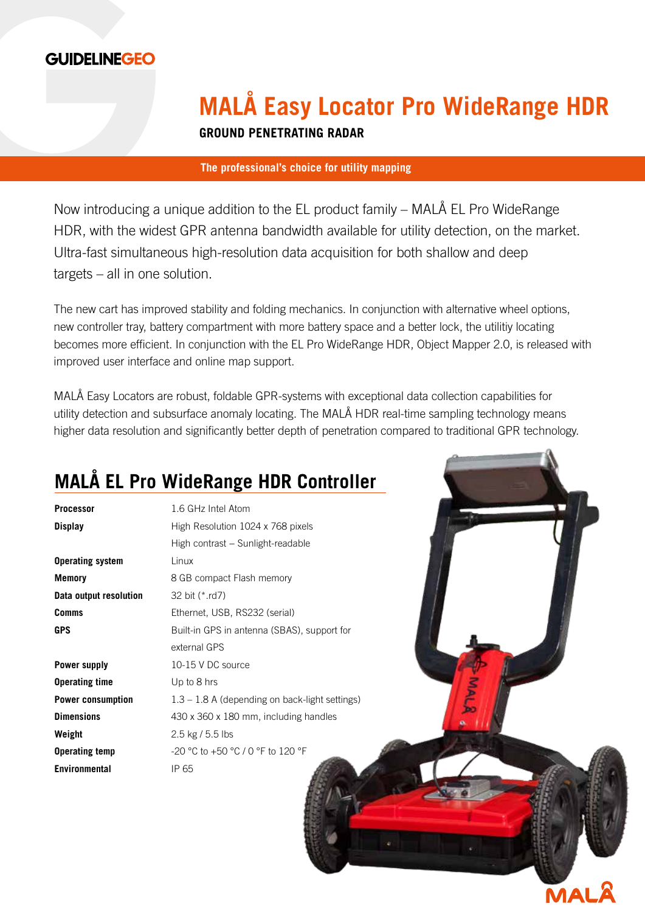GUIDELINEGEO

# MALÅ Easy Locator Pro WideRange HDR

**GROUND PENETRATING RADAR**

**The professional's choice for utility mapping**

Now introducing a unique addition to the EL product family – MALÅ EL Pro WideRange HDR, with the widest GPR antenna bandwidth available for utility detection, on the market. Ultra-fast simultaneous high-resolution data acquisition for both shallow and deep targets – all in one solution.

The new cart has improved stability and folding mechanics. In conjunction with alternative wheel options, new controller tray, battery compartment with more battery space and a better lock, the utilitiy locating becomes more efficient. In conjunction with the EL Pro WideRange HDR, Object Mapper 2.0, is released with improved user interface and online map support.

MALÅ Easy Locators are robust, foldable GPR-systems with exceptional data collection capabilities for utility detection and subsurface anomaly locating. The MALÅ HDR real-time sampling technology means higher data resolution and significantly better depth of penetration compared to traditional GPR technology.

## MALÅ EL Pro WideRange HDR Controller

| | |
|---|---|
| **Processor** | 1.6 GHz Intel Atom |
| **Display** | High Resolution 1024 x 768 pixels<br>High contrast – Sunlight-readable |
| **Operating system** | Linux |
| **Memory** | 8 GB compact Flash memory |
| **Data output resolution** | 32 bit (*.rd7) |
| **Comms** | Ethernet, USB, RS232 (serial) |
| **GPS** | Built-in GPS in antenna (SBAS), support for external GPS |
| **Power supply** | 10-15 V DC source |
| **Operating time** | Up to 8 hrs |
| **Power consumption** | 1.3 – 1.8 A (depending on back-light settings) |
| **Dimensions** | 430 x 360 x 180 mm, including handles |
| **Weight** | 2.5 kg / 5.5 lbs |
| **Operating temp** | -20 °C to +50 °C / 0 °F to 120 °F |
| **Environmental** | IP 65 |

MALÅ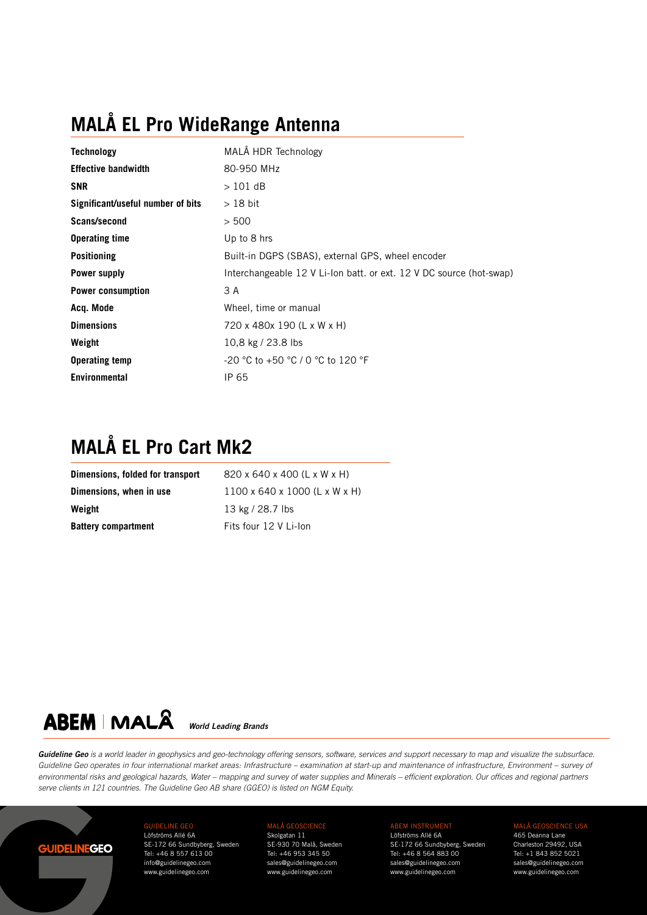## MALÅ EL Pro WideRange Antenna

| | |
|---|---|
| **Technology** | MALÅ HDR Technology |
| **Effective bandwidth** | 80-950 MHz |
| **SNR** | > 101 dB |
| **Significant/useful number of bits** | > 18 bit |
| **Scans/second** | > 500 |
| **Operating time** | Up to 8 hrs |
| **Positioning** | Built-in DGPS (SBAS), external GPS, wheel encoder |
| **Power supply** | Interchangeable 12 V Li-Ion batt. or ext. 12 V DC source (hot-swap) |
| **Power consumption** | 3 A |
| **Acq. Mode** | Wheel, time or manual |
| **Dimensions** | 720 x 480x 190 (L x W x H) |
| **Weight** | 10,8 kg / 23.8 lbs |
| **Operating temp** | -20 °C to +50 °C / 0 °C to 120 °F |
| **Environmental** | IP 65 |

## MALÅ EL Pro Cart Mk2

| | |
|---|---|
| **Dimensions, folded for transport** | 820 x 640 x 400 (L x W x H) |
| **Dimensions, when in use** | 1100 x 640 x 1000 (L x W x H) |
| **Weight** | 13 kg / 28.7 lbs |
| **Battery compartment** | Fits four 12 V Li-Ion |

ABEM | MALÅ ***World Leading Brands***

***Guideline Geo*** *is a world leader in geophysics and geo-technology offering sensors, software, services and support necessary to map and visualize the subsurface. Guideline Geo operates in four international market areas: Infrastructure – examination at start-up and maintenance of infrastructure, Environment – survey of environmental risks and geological hazards, Water – mapping and survey of water supplies and Minerals – efficient exploration. Our offices and regional partners serve clients in 121 countries. The Guideline Geo AB share (GGEO) is listed on NGM Equity.*

GUIDELINEGEO

GUIDELINE GEO
Löfströms Allé 6A
SE-172 66 Sundbyberg, Sweden
Tel: +46 8 557 613 00
info@guidelinegeo.com
www.guidelinegeo.com

MALÅ GEOSCIENCE
Skolgatan 11
SE-930 70 Malå, Sweden
Tel: +46 953 345 50
sales@guidelinegeo.com
www.guidelinegeo.com

ABEM INSTRUMENT
Löfströms Allé 6A
SE-172 66 Sundbyberg, Sweden
Tel: +46 8 564 883 00
sales@guidelinegeo.com
www.guidelinegeo.com

MALÅ GEOSCIENCE USA
465 Deanna Lane
Charleston 29492, USA
Tel: +1 843 852 5021
sales@guidelinegeo.com
www.guidelinegeo.com